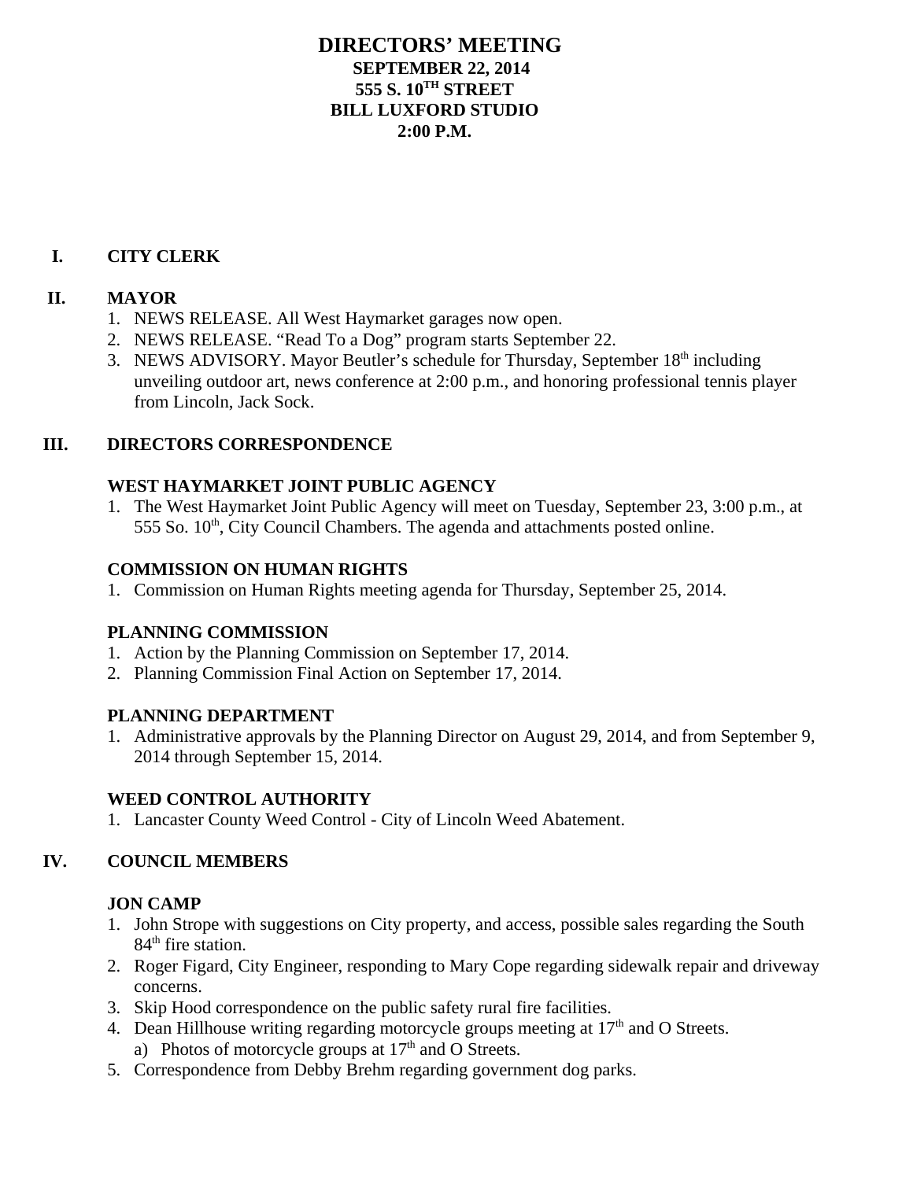# DIRECTORS' MEETING
## SEPTEMBER 22, 2014
## 555 S. 10TH STREET
## BILL LUXFORD STUDIO
## 2:00 P.M.

## I. CITY CLERK

## II. MAYOR

1. NEWS RELEASE. All West Haymarket garages now open.
2. NEWS RELEASE. "Read To a Dog" program starts September 22.
3. NEWS ADVISORY. Mayor Beutler's schedule for Thursday, September 18th including unveiling outdoor art, news conference at 2:00 p.m., and honoring professional tennis player from Lincoln, Jack Sock.

## III. DIRECTORS CORRESPONDENCE

### WEST HAYMARKET JOINT PUBLIC AGENCY

1. The West Haymarket Joint Public Agency will meet on Tuesday, September 23, 3:00 p.m., at 555 So. 10th, City Council Chambers. The agenda and attachments posted online.

### COMMISSION ON HUMAN RIGHTS

1. Commission on Human Rights meeting agenda for Thursday, September 25, 2014.

### PLANNING COMMISSION

1. Action by the Planning Commission on September 17, 2014.
2. Planning Commission Final Action on September 17, 2014.

### PLANNING DEPARTMENT

1. Administrative approvals by the Planning Director on August 29, 2014, and from September 9, 2014 through September 15, 2014.

### WEED CONTROL AUTHORITY

1. Lancaster County Weed Control - City of Lincoln Weed Abatement.

## IV. COUNCIL MEMBERS

### JON CAMP

1. John Strope with suggestions on City property, and access, possible sales regarding the South 84th fire station.
2. Roger Figard, City Engineer, responding to Mary Cope regarding sidewalk repair and driveway concerns.
3. Skip Hood correspondence on the public safety rural fire facilities.
4. Dean Hillhouse writing regarding motorcycle groups meeting at 17th and O Streets.
   a) Photos of motorcycle groups at 17th and O Streets.
5. Correspondence from Debby Brehm regarding government dog parks.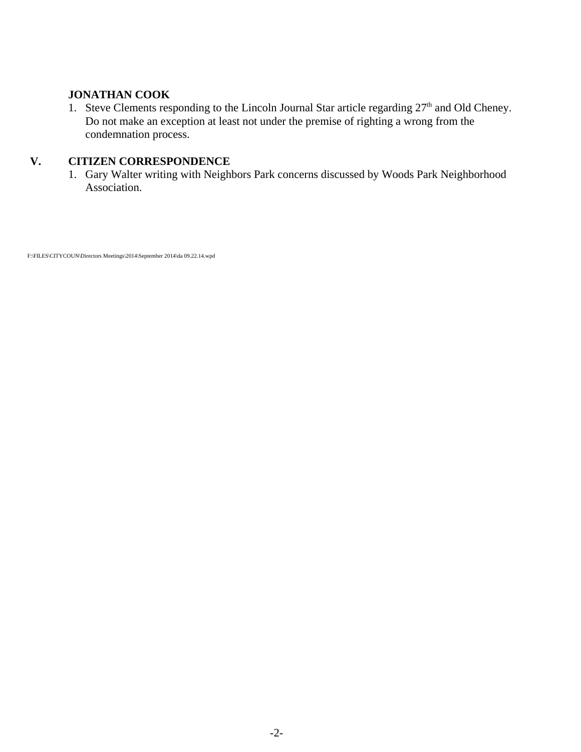**JONATHAN COOK**

1. Steve Clements responding to the Lincoln Journal Star article regarding 27th and Old Cheney. Do not make an exception at least not under the premise of righting a wrong from the condemnation process.

## V. CITIZEN CORRESPONDENCE

1. Gary Walter writing with Neighbors Park concerns discussed by Woods Park Neighborhood Association.

F:\FILES\CITYCOUN\Directors Meetings\2014\September 2014\da 09.22.14.wpd